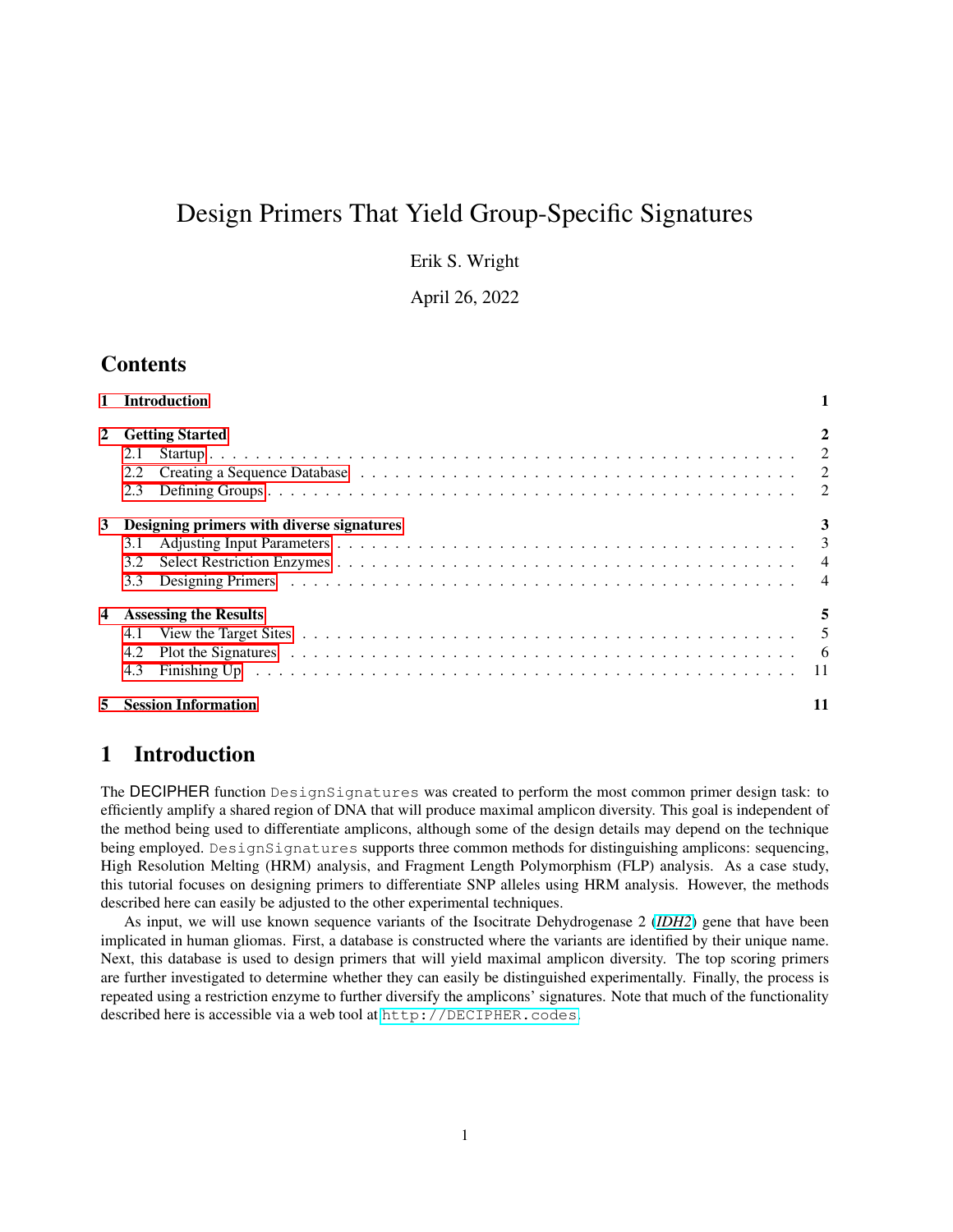# Design Primers That Yield Group-Specific Signatures

Erik S. Wright

April 26, 2022

## Contents

1 Introduction 1

2 Getting Started 2
- 2.1 Startup 2
- 2.2 Creating a Sequence Database 2
- 2.3 Defining Groups 2

3 Designing primers with diverse signatures 3
- 3.1 Adjusting Input Parameters 3
- 3.2 Select Restriction Enzymes 4
- 3.3 Designing Primers 4

4 Assessing the Results 5
- 4.1 View the Target Sites 5
- 4.2 Plot the Signatures 6
- 4.3 Finishing Up 11

5 Session Information 11

## 1 Introduction

The DECIPHER function `DesignSignatures` was created to perform the most common primer design task: to efficiently amplify a shared region of DNA that will produce maximal amplicon diversity. This goal is independent of the method being used to differentiate amplicons, although some of the design details may depend on the technique being employed. `DesignSignatures` supports three common methods for distinguishing amplicons: sequencing, High Resolution Melting (HRM) analysis, and Fragment Length Polymorphism (FLP) analysis. As a case study, this tutorial focuses on designing primers to differentiate SNP alleles using HRM analysis. However, the methods described here can easily be adjusted to the other experimental techniques.

As input, we will use known sequence variants of the Isocitrate Dehydrogenase 2 (*IDH2*) gene that have been implicated in human gliomas. First, a database is constructed where the variants are identified by their unique name. Next, this database is used to design primers that will yield maximal amplicon diversity. The top scoring primers are further investigated to determine whether they can easily be distinguished experimentally. Finally, the process is repeated using a restriction enzyme to further diversify the amplicons' signatures. Note that much of the functionality described here is accessible via a web tool at `http://DECIPHER.codes`.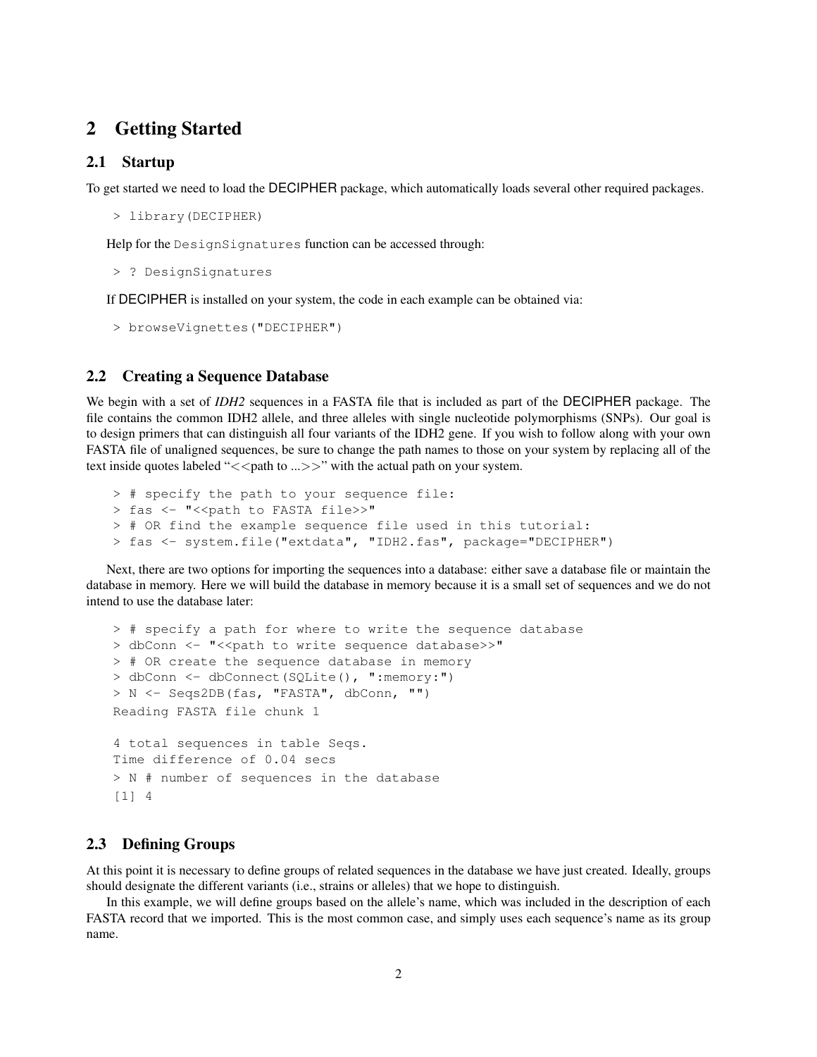# 2 Getting Started

## 2.1 Startup

To get started we need to load the DECIPHER package, which automatically loads several other required packages.

```
> library(DECIPHER)
```

Help for the `DesignSignatures` function can be accessed through:

```
> ? DesignSignatures
```

If DECIPHER is installed on your system, the code in each example can be obtained via:

```
> browseVignettes("DECIPHER")
```

## 2.2 Creating a Sequence Database

We begin with a set of *IDH2* sequences in a FASTA file that is included as part of the DECIPHER package. The file contains the common IDH2 allele, and three alleles with single nucleotide polymorphisms (SNPs). Our goal is to design primers that can distinguish all four variants of the IDH2 gene. If you wish to follow along with your own FASTA file of unaligned sequences, be sure to change the path names to those on your system by replacing all of the text inside quotes labeled "<<path to ...>>" with the actual path on your system.

```
> # specify the path to your sequence file:
> fas <- "<<path to FASTA file>>"
> # OR find the example sequence file used in this tutorial:
> fas <- system.file("extdata", "IDH2.fas", package="DECIPHER")
```

Next, there are two options for importing the sequences into a database: either save a database file or maintain the database in memory. Here we will build the database in memory because it is a small set of sequences and we do not intend to use the database later:

```
> # specify a path for where to write the sequence database
> dbConn <- "<<path to write sequence database>>"
> # OR create the sequence database in memory
> dbConn <- dbConnect(SQLite(), ":memory:")
> N <- Seqs2DB(fas, "FASTA", dbConn, "")
Reading FASTA file chunk 1

4 total sequences in table Seqs.
Time difference of 0.04 secs
> N # number of sequences in the database
[1] 4
```

## 2.3 Defining Groups

At this point it is necessary to define groups of related sequences in the database we have just created. Ideally, groups should designate the different variants (i.e., strains or alleles) that we hope to distinguish.

In this example, we will define groups based on the allele's name, which was included in the description of each FASTA record that we imported. This is the most common case, and simply uses each sequence's name as its group name.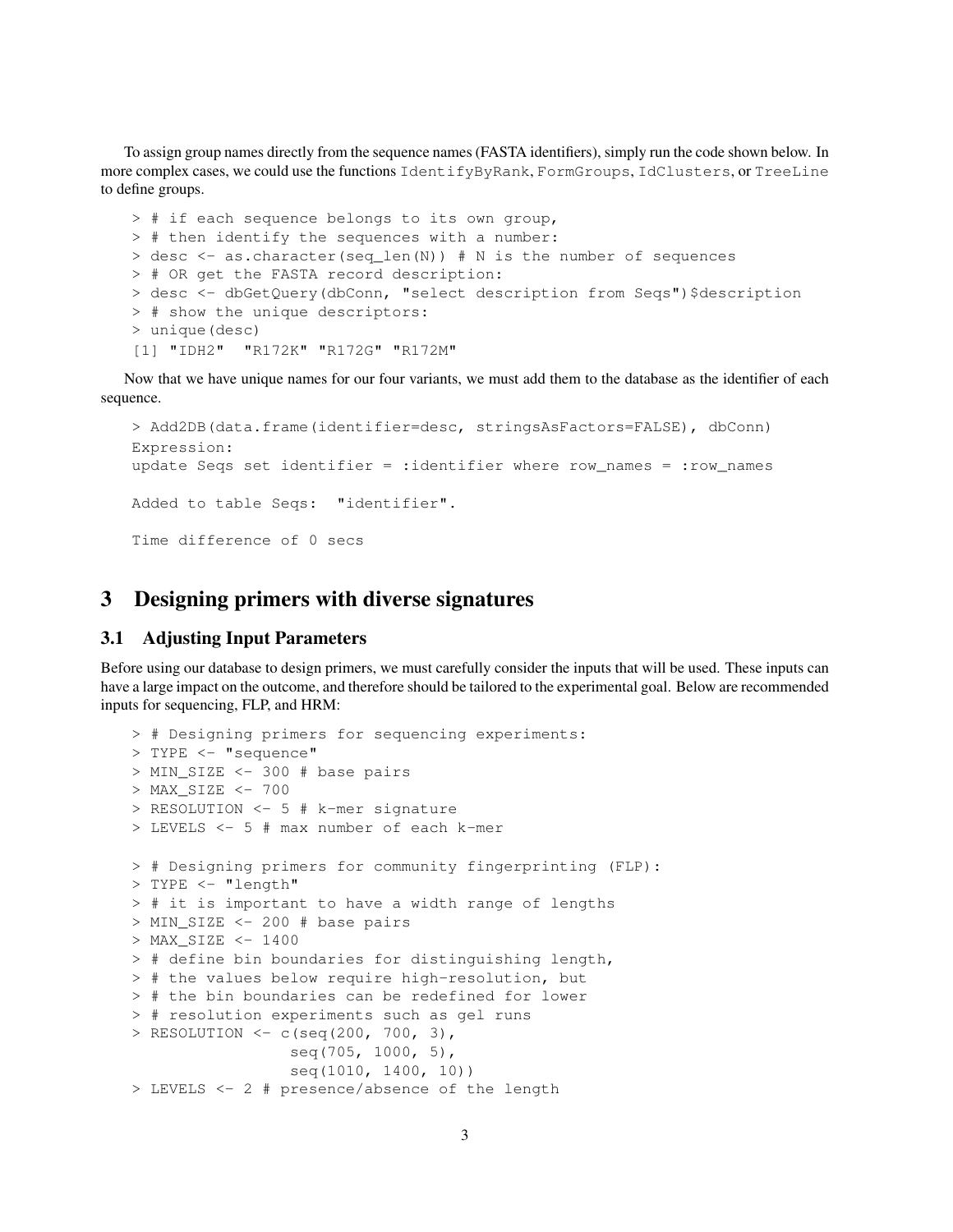To assign group names directly from the sequence names (FASTA identifiers), simply run the code shown below. In more complex cases, we could use the functions `IdentifyByRank`, `FormGroups`, `IdClusters`, or `TreeLine` to define groups.

```
> # if each sequence belongs to its own group,
> # then identify the sequences with a number:
> desc <- as.character(seq_len(N)) # N is the number of sequences
> # OR get the FASTA record description:
> desc <- dbGetQuery(dbConn, "select description from Seqs")$description
> # show the unique descriptors:
> unique(desc)
[1] "IDH2"  "R172K" "R172G" "R172M"
```

Now that we have unique names for our four variants, we must add them to the database as the identifier of each sequence.

```
> Add2DB(data.frame(identifier=desc, stringsAsFactors=FALSE), dbConn)
Expression:
update Seqs set identifier = :identifier where row_names = :row_names

Added to table Seqs:  "identifier".

Time difference of 0 secs
```

# 3 Designing primers with diverse signatures

## 3.1 Adjusting Input Parameters

Before using our database to design primers, we must carefully consider the inputs that will be used. These inputs can have a large impact on the outcome, and therefore should be tailored to the experimental goal. Below are recommended inputs for sequencing, FLP, and HRM:

```
> # Designing primers for sequencing experiments:
> TYPE <- "sequence"
> MIN_SIZE <- 300 # base pairs
> MAX_SIZE <- 700
> RESOLUTION <- 5 # k-mer signature
> LEVELS <- 5 # max number of each k-mer

> # Designing primers for community fingerprinting (FLP):
> TYPE <- "length"
> # it is important to have a width range of lengths
> MIN_SIZE <- 200 # base pairs
> MAX_SIZE <- 1400
> # define bin boundaries for distinguishing length,
> # the values below require high-resolution, but
> # the bin boundaries can be redefined for lower
> # resolution experiments such as gel runs
> RESOLUTION <- c(seq(200, 700, 3),
                  seq(705, 1000, 5),
                  seq(1010, 1400, 10))
> LEVELS <- 2 # presence/absence of the length
```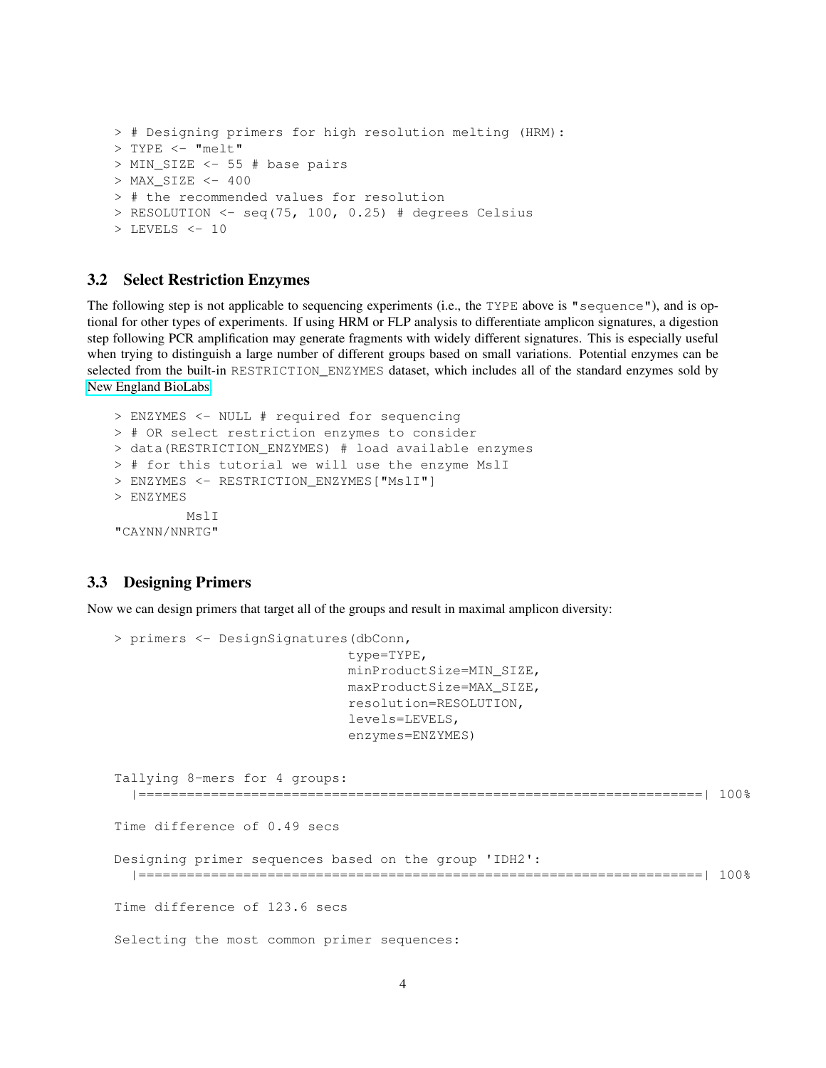```
> # Designing primers for high resolution melting (HRM):
> TYPE <- "melt"
> MIN_SIZE <- 55 # base pairs
> MAX_SIZE <- 400
> # the recommended values for resolution
> RESOLUTION <- seq(75, 100, 0.25) # degrees Celsius
> LEVELS <- 10
```

### 3.2 Select Restriction Enzymes

The following step is not applicable to sequencing experiments (i.e., the `TYPE` above is `"sequence"`), and is optional for other types of experiments. If using HRM or FLP analysis to differentiate amplicon signatures, a digestion step following PCR amplification may generate fragments with widely different signatures. This is especially useful when trying to distinguish a large number of different groups based on small variations. Potential enzymes can be selected from the built-in `RESTRICTION_ENZYMES` dataset, which includes all of the standard enzymes sold by New England BioLabs.

```
> ENZYMES <- NULL # required for sequencing
> # OR select restriction enzymes to consider
> data(RESTRICTION_ENZYMES) # load available enzymes
> # for this tutorial we will use the enzyme MslI
> ENZYMES <- RESTRICTION_ENZYMES["MslI"]
> ENZYMES
        MslI
"CAYNN/NNRTG"
```

### 3.3 Designing Primers

Now we can design primers that target all of the groups and result in maximal amplicon diversity:

```
> primers <- DesignSignatures(dbConn,
                              type=TYPE,
                              minProductSize=MIN_SIZE,
                              maxProductSize=MAX_SIZE,
                              resolution=RESOLUTION,
                              levels=LEVELS,
                              enzymes=ENZYMES)

Tallying 8-mers for 4 groups:
  |======================================================================| 100%

Time difference of 0.49 secs

Designing primer sequences based on the group 'IDH2':
  |======================================================================| 100%

Time difference of 123.6 secs

Selecting the most common primer sequences:
```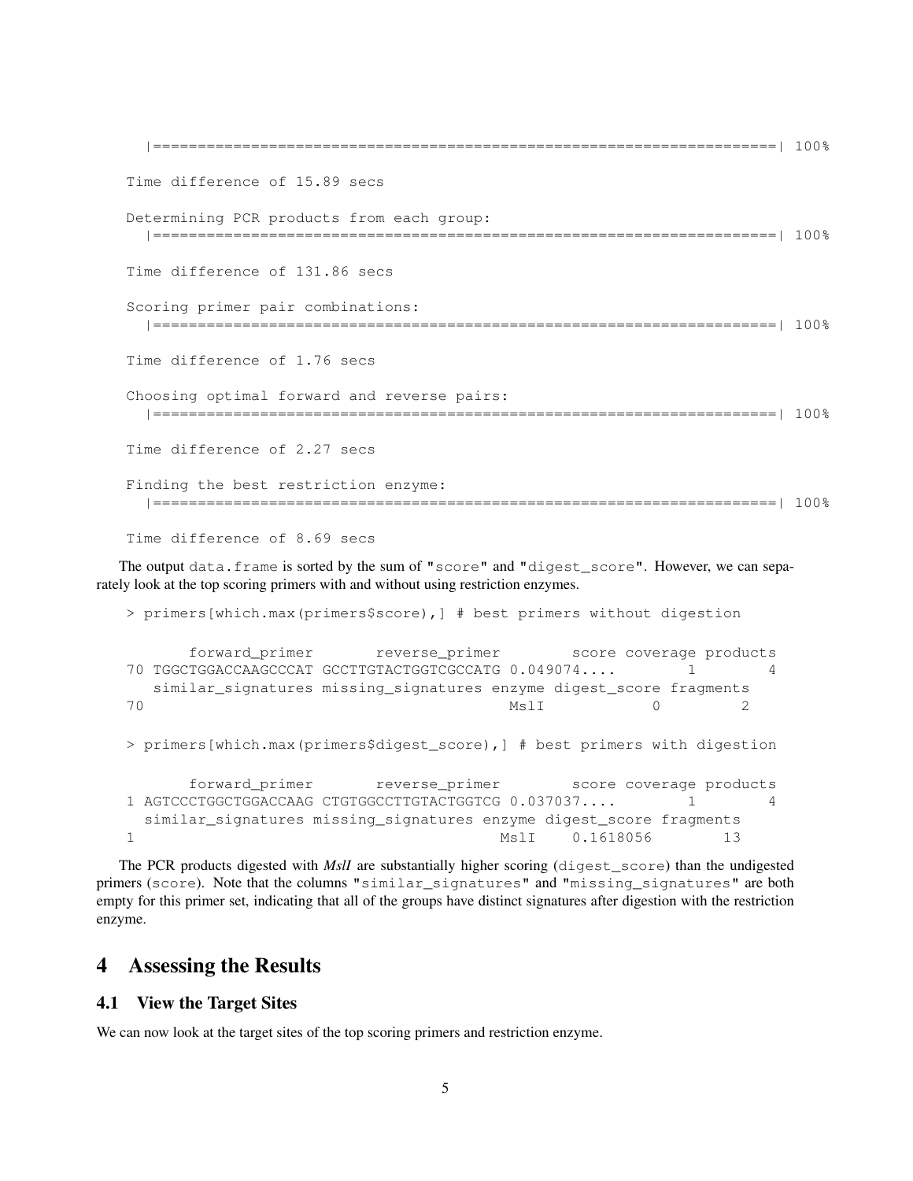```
  |======================================================================| 100%

Time difference of 15.89 secs

Determining PCR products from each group:
  |======================================================================| 100%

Time difference of 131.86 secs

Scoring primer pair combinations:
  |======================================================================| 100%

Time difference of 1.76 secs

Choosing optimal forward and reverse pairs:
  |======================================================================| 100%

Time difference of 2.27 secs

Finding the best restriction enzyme:
  |======================================================================| 100%

Time difference of 8.69 secs
```

The output `data.frame` is sorted by the sum of `"score"` and `"digest_score"`. However, we can separately look at the top scoring primers with and without using restriction enzymes.

```
> primers[which.max(primers$score),] # best primers without digestion

       forward_primer       reverse_primer        score coverage products
70 TGGCTGGACCAAGCCCAT GCCTTGTACTGGTCGCCATG 0.049074....        1        4
   similar_signatures missing_signatures enzyme digest_score fragments
70                                        MslI            0         2

> primers[which.max(primers$digest_score),] # best primers with digestion

       forward_primer       reverse_primer        score coverage products
1 AGTCCCTGGCTGGACCAAG CTGTGGCCTTGTACTGGTCG 0.037037....        1        4
  similar_signatures missing_signatures enzyme digest_score fragments
1                                        MslI    0.1618056        13
```

The PCR products digested with *MslI* are substantially higher scoring (`digest_score`) than the undigested primers (`score`). Note that the columns `"similar_signatures"` and `"missing_signatures"` are both empty for this primer set, indicating that all of the groups have distinct signatures after digestion with the restriction enzyme.

# 4 Assessing the Results

## 4.1 View the Target Sites

We can now look at the target sites of the top scoring primers and restriction enzyme.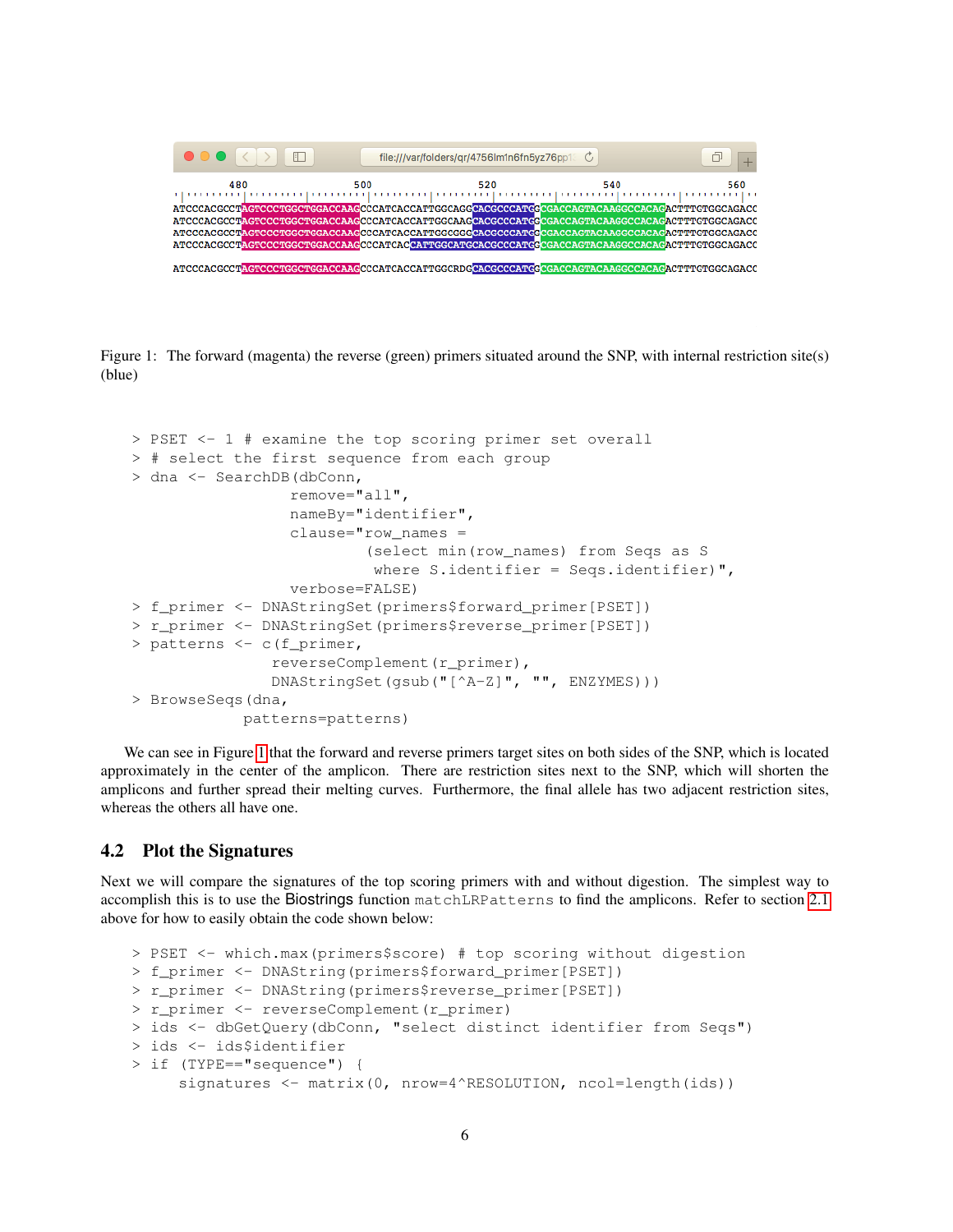Figure 1: The forward (magenta) the reverse (green) primers situated around the SNP, with internal restriction site(s) (blue)

```
> PSET <- 1 # examine the top scoring primer set overall
> # select the first sequence from each group
> dna <- SearchDB(dbConn,
                  remove="all",
                  nameBy="identifier",
                  clause="row_names =
                          (select min(row_names) from Seqs as S
                           where S.identifier = Seqs.identifier)",
                  verbose=FALSE)
> f_primer <- DNAStringSet(primers$forward_primer[PSET])
> r_primer <- DNAStringSet(primers$reverse_primer[PSET])
> patterns <- c(f_primer,
                reverseComplement(r_primer),
                DNAStringSet(gsub("[^A-Z]", "", ENZYMES)))
> BrowseSeqs(dna,
             patterns=patterns)
```

We can see in Figure 1 that the forward and reverse primers target sites on both sides of the SNP, which is located approximately in the center of the amplicon. There are restriction sites next to the SNP, which will shorten the amplicons and further spread their melting curves. Furthermore, the final allele has two adjacent restriction sites, whereas the others all have one.

## 4.2 Plot the Signatures

Next we will compare the signatures of the top scoring primers with and without digestion. The simplest way to accomplish this is to use the Biostrings function matchLRPatterns to find the amplicons. Refer to section 2.1 above for how to easily obtain the code shown below:

```
> PSET <- which.max(primers$score) # top scoring without digestion
> f_primer <- DNAString(primers$forward_primer[PSET])
> r_primer <- DNAString(primers$reverse_primer[PSET])
> r_primer <- reverseComplement(r_primer)
> ids <- dbGetQuery(dbConn, "select distinct identifier from Seqs")
> ids <- ids$identifier
> if (TYPE=="sequence") {
    signatures <- matrix(0, nrow=4^RESOLUTION, ncol=length(ids))
```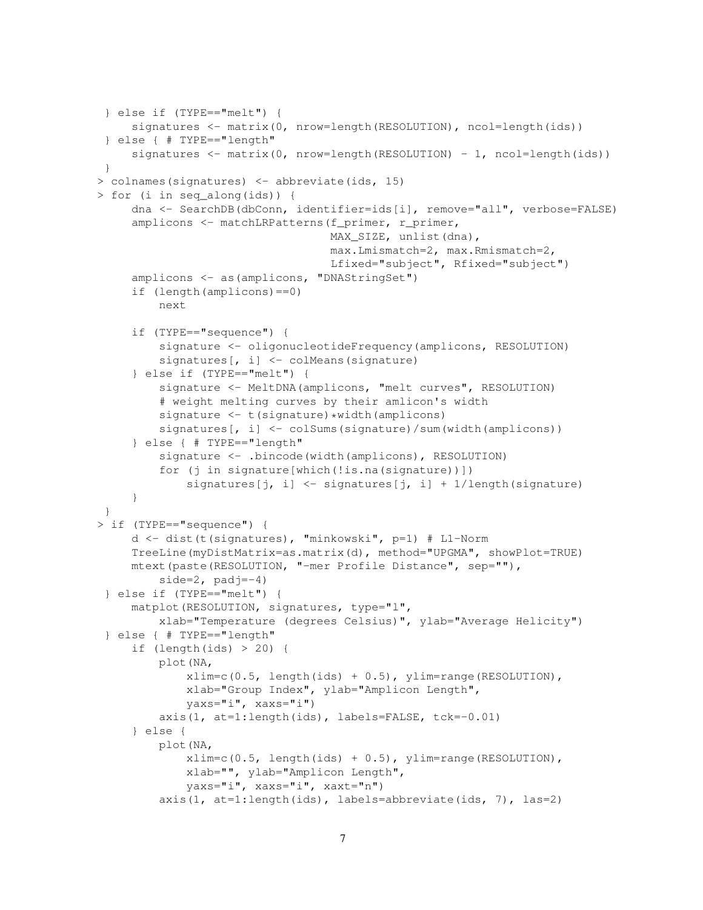```
 } else if (TYPE=="melt") {
     signatures <- matrix(0, nrow=length(RESOLUTION), ncol=length(ids))
 } else { # TYPE=="length"
     signatures <- matrix(0, nrow=length(RESOLUTION) - 1, ncol=length(ids))
 }
> colnames(signatures) <- abbreviate(ids, 15)
> for (i in seq_along(ids)) {
     dna <- SearchDB(dbConn, identifier=ids[i], remove="all", verbose=FALSE)
     amplicons <- matchLRPatterns(f_primer, r_primer,
                                  MAX_SIZE, unlist(dna),
                                  max.Lmismatch=2, max.Rmismatch=2,
                                  Lfixed="subject", Rfixed="subject")
     amplicons <- as(amplicons, "DNAStringSet")
     if (length(amplicons)==0)
         next

     if (TYPE=="sequence") {
         signature <- oligonucleotideFrequency(amplicons, RESOLUTION)
         signatures[, i] <- colMeans(signature)
     } else if (TYPE=="melt") {
         signature <- MeltDNA(amplicons, "melt curves", RESOLUTION)
         # weight melting curves by their amlicon's width
         signature <- t(signature)*width(amplicons)
         signatures[, i] <- colSums(signature)/sum(width(amplicons))
     } else { # TYPE=="length"
         signature <- .bincode(width(amplicons), RESOLUTION)
         for (j in signature[which(!is.na(signature))])
             signatures[j, i] <- signatures[j, i] + 1/length(signature)
     }
 }
> if (TYPE=="sequence") {
     d <- dist(t(signatures), "minkowski", p=1) # L1-Norm
     TreeLine(myDistMatrix=as.matrix(d), method="UPGMA", showPlot=TRUE)
     mtext(paste(RESOLUTION, "-mer Profile Distance", sep=""),
         side=2, padj=-4)
 } else if (TYPE=="melt") {
     matplot(RESOLUTION, signatures, type="l",
         xlab="Temperature (degrees Celsius)", ylab="Average Helicity")
 } else { # TYPE=="length"
     if (length(ids) > 20) {
         plot(NA,
             xlim=c(0.5, length(ids) + 0.5), ylim=range(RESOLUTION),
             xlab="Group Index", ylab="Amplicon Length",
             yaxs="i", xaxs="i")
         axis(1, at=1:length(ids), labels=FALSE, tck=-0.01)
     } else {
         plot(NA,
             xlim=c(0.5, length(ids) + 0.5), ylim=range(RESOLUTION),
             xlab="", ylab="Amplicon Length",
             yaxs="i", xaxs="i", xaxt="n")
         axis(1, at=1:length(ids), labels=abbreviate(ids, 7), las=2)
```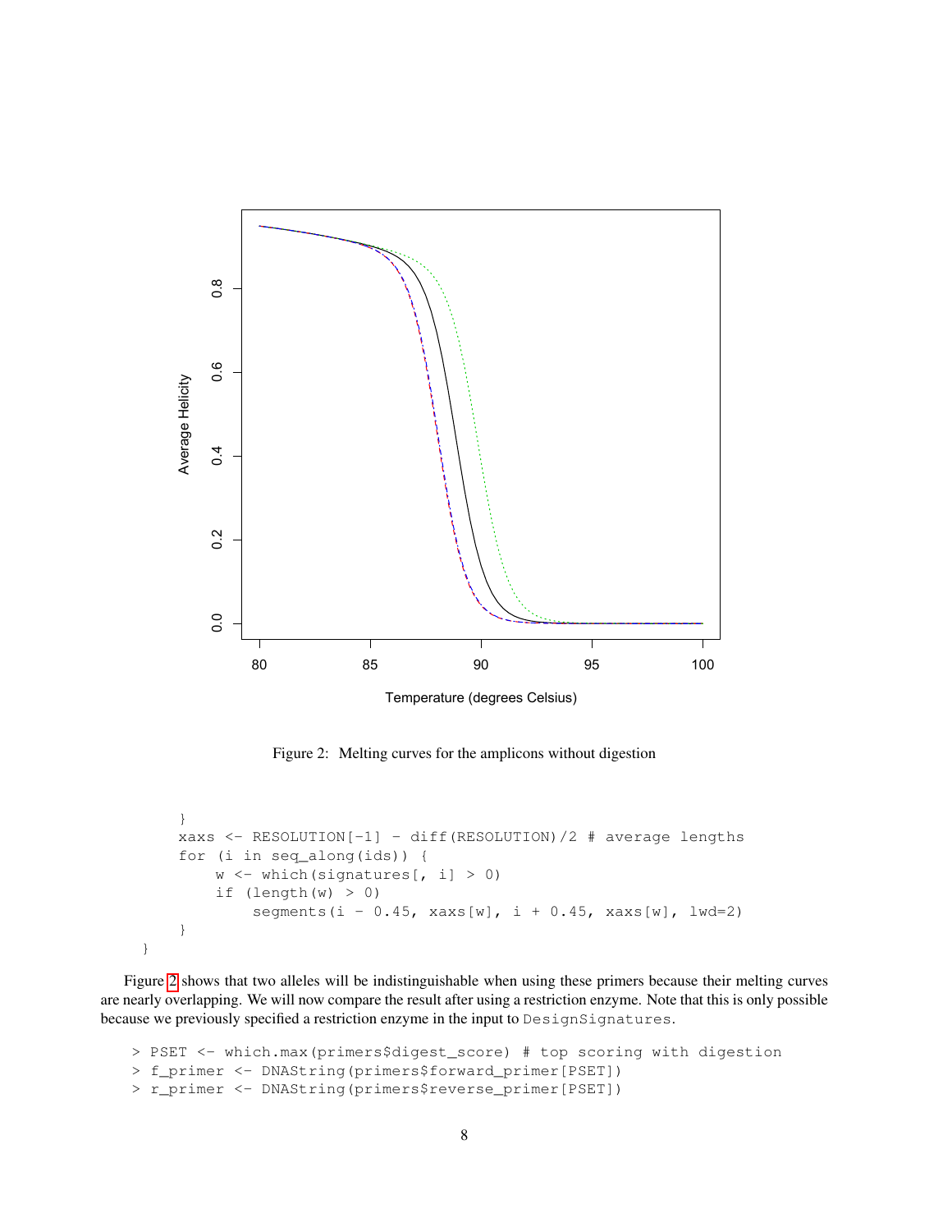Figure 2: Melting curves for the amplicons without digestion

```
    }
    xaxs <- RESOLUTION[-1] - diff(RESOLUTION)/2 # average lengths
    for (i in seq_along(ids)) {
        w <- which(signatures[, i] > 0)
        if (length(w) > 0)
            segments(i - 0.45, xaxs[w], i + 0.45, xaxs[w], lwd=2)
    }
}
```

Figure 2 shows that two alleles will be indistinguishable when using these primers because their melting curves are nearly overlapping. We will now compare the result after using a restriction enzyme. Note that this is only possible because we previously specified a restriction enzyme in the input to `DesignSignatures`.

```
> PSET <- which.max(primers$digest_score) # top scoring with digestion
> f_primer <- DNAString(primers$forward_primer[PSET])
> r_primer <- DNAString(primers$reverse_primer[PSET])
```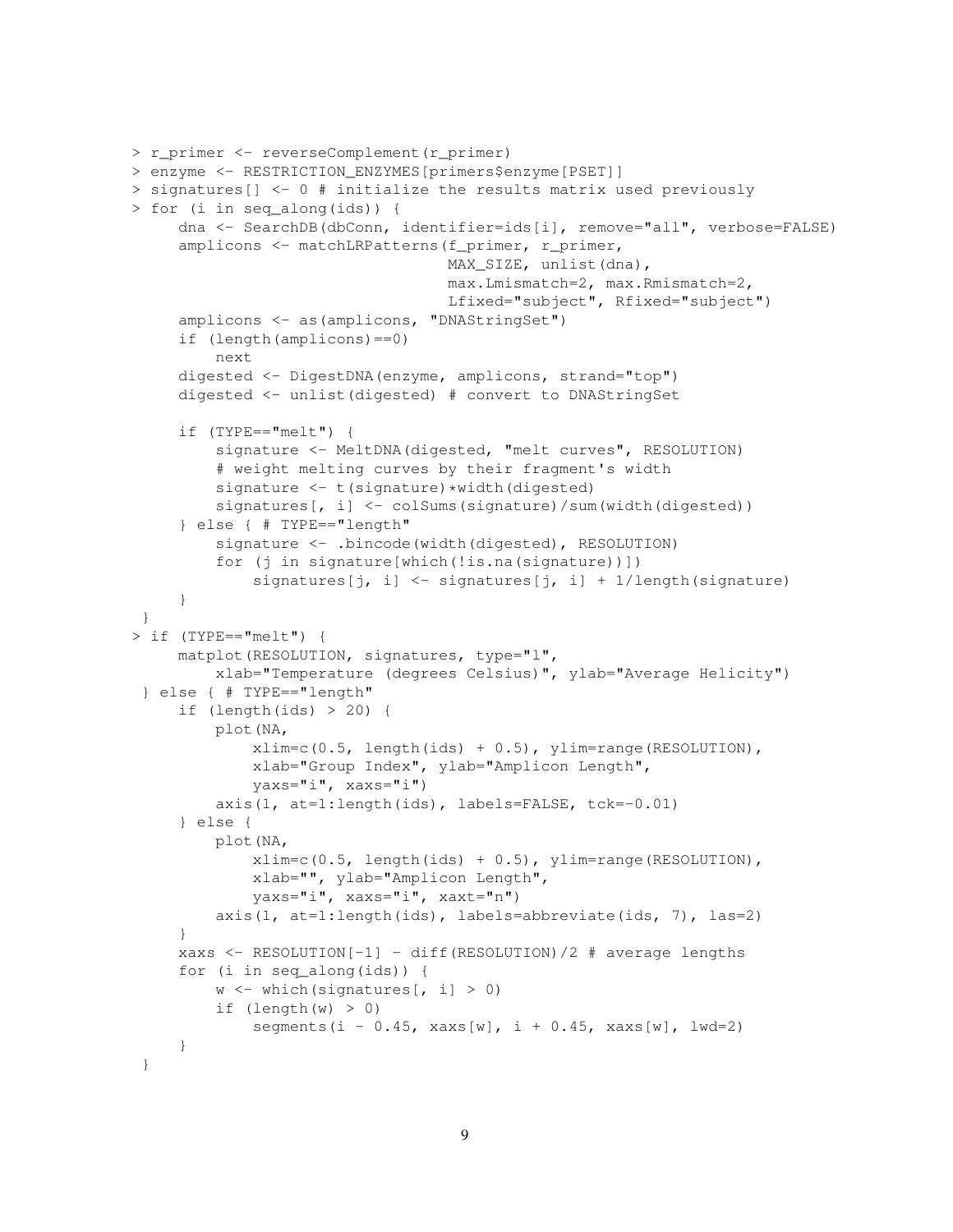```
> r_primer <- reverseComplement(r_primer)
> enzyme <- RESTRICTION_ENZYMES[primers$enzyme[PSET]]
> signatures[] <- 0 # initialize the results matrix used previously
> for (i in seq_along(ids)) {
     dna <- SearchDB(dbConn, identifier=ids[i], remove="all", verbose=FALSE)
     amplicons <- matchLRPatterns(f_primer, r_primer,
                                  MAX_SIZE, unlist(dna),
                                  max.Lmismatch=2, max.Rmismatch=2,
                                  Lfixed="subject", Rfixed="subject")
     amplicons <- as(amplicons, "DNAStringSet")
     if (length(amplicons)==0)
         next
     digested <- DigestDNA(enzyme, amplicons, strand="top")
     digested <- unlist(digested) # convert to DNAStringSet

     if (TYPE=="melt") {
         signature <- MeltDNA(digested, "melt curves", RESOLUTION)
         # weight melting curves by their fragment's width
         signature <- t(signature)*width(digested)
         signatures[, i] <- colSums(signature)/sum(width(digested))
     } else { # TYPE=="length"
         signature <- .bincode(width(digested), RESOLUTION)
         for (j in signature[which(!is.na(signature))])
             signatures[j, i] <- signatures[j, i] + 1/length(signature)
     }
 }
> if (TYPE=="melt") {
     matplot(RESOLUTION, signatures, type="l",
         xlab="Temperature (degrees Celsius)", ylab="Average Helicity")
 } else { # TYPE=="length"
     if (length(ids) > 20) {
         plot(NA,
             xlim=c(0.5, length(ids) + 0.5), ylim=range(RESOLUTION),
             xlab="Group Index", ylab="Amplicon Length",
             yaxs="i", xaxs="i")
         axis(1, at=1:length(ids), labels=FALSE, tck=-0.01)
     } else {
         plot(NA,
             xlim=c(0.5, length(ids) + 0.5), ylim=range(RESOLUTION),
             xlab="", ylab="Amplicon Length",
             yaxs="i", xaxs="i", xaxt="n")
         axis(1, at=1:length(ids), labels=abbreviate(ids, 7), las=2)
     }
     xaxs <- RESOLUTION[-1] - diff(RESOLUTION)/2 # average lengths
     for (i in seq_along(ids)) {
         w <- which(signatures[, i] > 0)
         if (length(w) > 0)
             segments(i - 0.45, xaxs[w], i + 0.45, xaxs[w], lwd=2)
     }
 }
```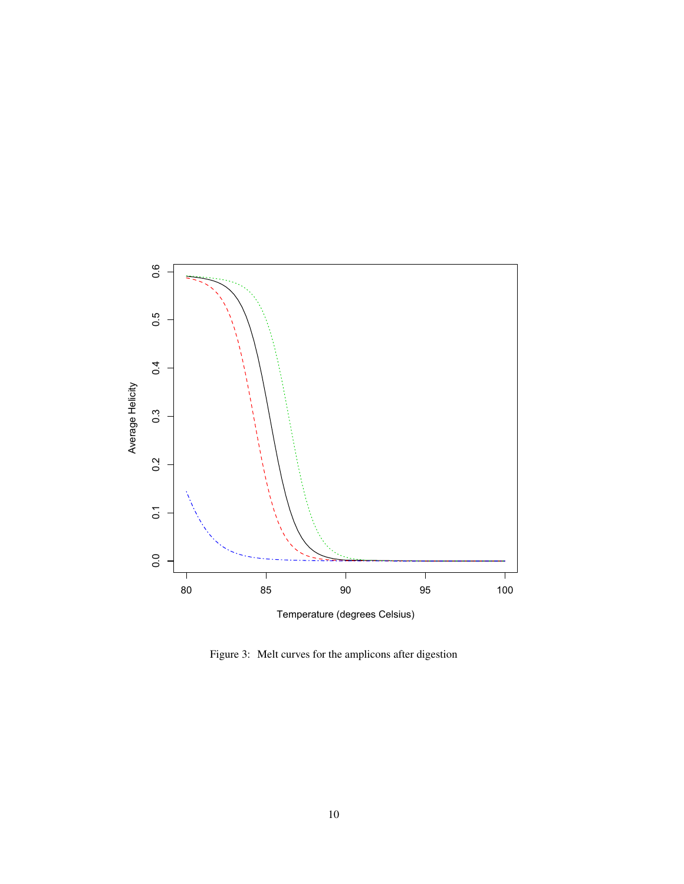Figure 3: Melt curves for the amplicons after digestion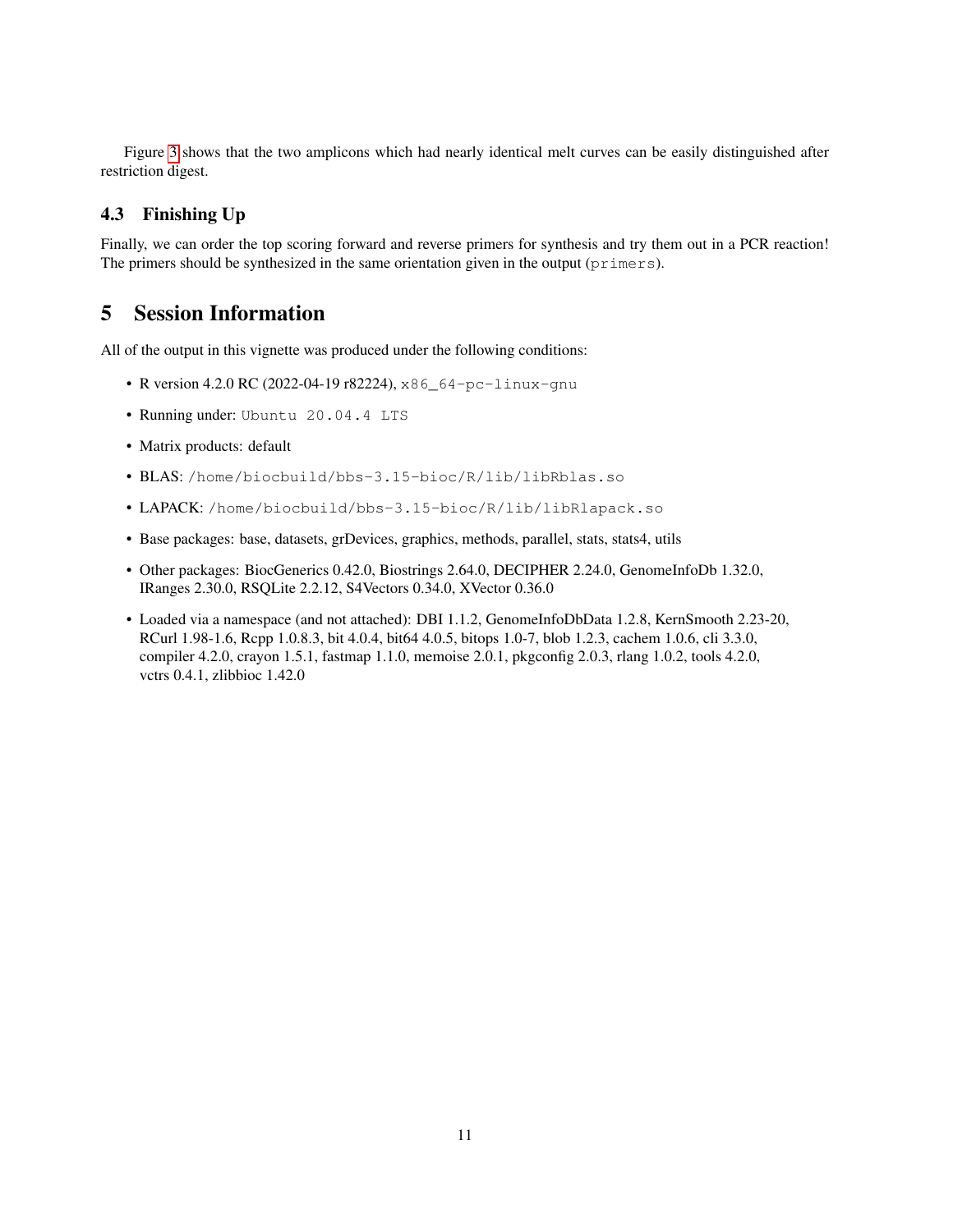Figure 3 shows that the two amplicons which had nearly identical melt curves can be easily distinguished after restriction digest.

### 4.3 Finishing Up

Finally, we can order the top scoring forward and reverse primers for synthesis and try them out in a PCR reaction! The primers should be synthesized in the same orientation given in the output (`primers`).

## 5 Session Information

All of the output in this vignette was produced under the following conditions:

- R version 4.2.0 RC (2022-04-19 r82224), `x86_64-pc-linux-gnu`
- Running under: `Ubuntu 20.04.4 LTS`
- Matrix products: default
- BLAS: `/home/biocbuild/bbs-3.15-bioc/R/lib/libRblas.so`
- LAPACK: `/home/biocbuild/bbs-3.15-bioc/R/lib/libRlapack.so`
- Base packages: base, datasets, grDevices, graphics, methods, parallel, stats, stats4, utils
- Other packages: BiocGenerics 0.42.0, Biostrings 2.64.0, DECIPHER 2.24.0, GenomeInfoDb 1.32.0, IRanges 2.30.0, RSQLite 2.2.12, S4Vectors 0.34.0, XVector 0.36.0
- Loaded via a namespace (and not attached): DBI 1.1.2, GenomeInfoDbData 1.2.8, KernSmooth 2.23-20, RCurl 1.98-1.6, Rcpp 1.0.8.3, bit 4.0.4, bit64 4.0.5, bitops 1.0-7, blob 1.2.3, cachem 1.0.6, cli 3.3.0, compiler 4.2.0, crayon 1.5.1, fastmap 1.1.0, memoise 2.0.1, pkgconfig 2.0.3, rlang 1.0.2, tools 4.2.0, vctrs 0.4.1, zlibbioc 1.42.0